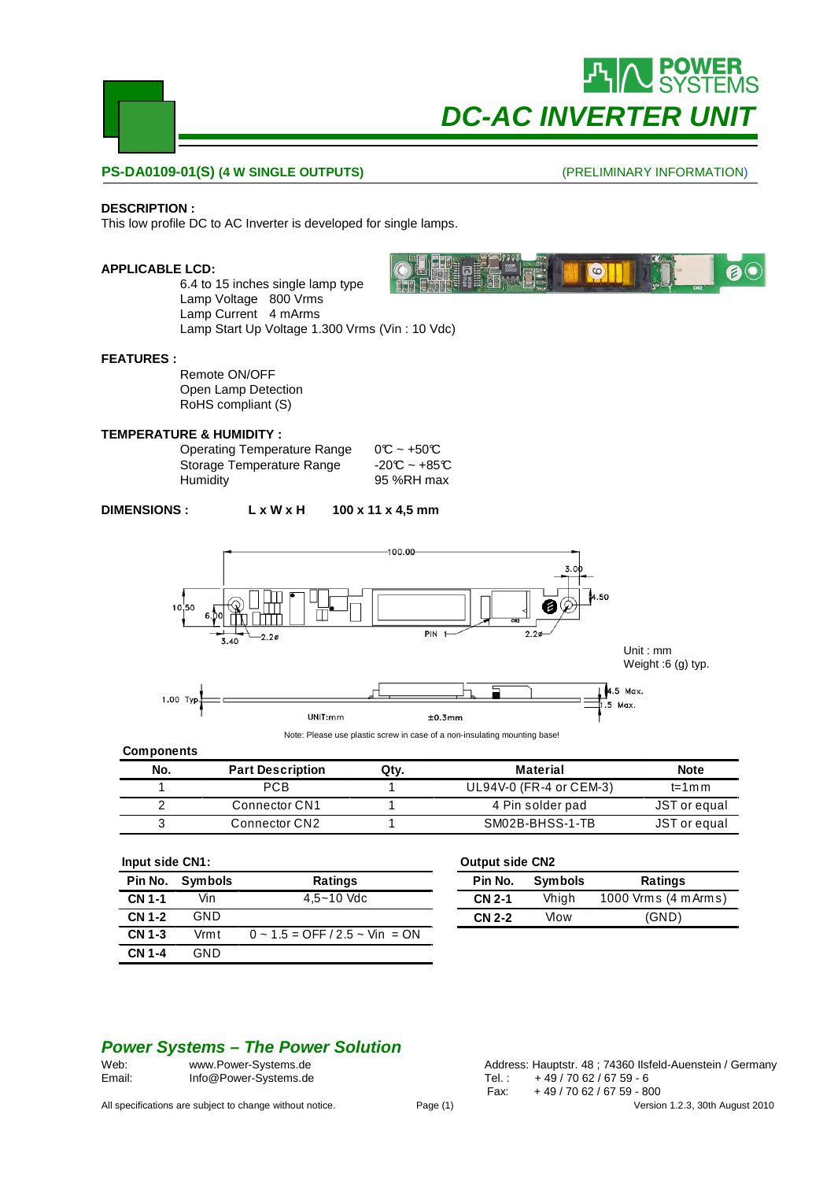# DC-AC INVERTER UNIT

**PS-DA0109-01(S) (4 W SINGLE OUTPUTS)** (PRELIMINARY INFORMATION)

**DESCRIPTION :**

This low profile DC to AC Inverter is developed for single lamps.

**APPLICABLE LCD:**

6.4 to 15 inches single lamp type
Lamp Voltage 800 Vrms
Lamp Current 4 mArms
Lamp Start Up Voltage 1.300 Vrms (Vin : 10 Vdc)

**FEATURES :**

Remote ON/OFF
Open Lamp Detection
RoHS compliant (S)

**TEMPERATURE & HUMIDITY :**

| | |
|---|---|
| Operating Temperature Range | 0℃ ~ +50℃ |
| Storage Temperature Range | -20℃ ~ +85℃ |
| Humidity | 95 %RH max |

**DIMENSIONS :** **L x W x H** **100 x 11 x 4,5 mm**

Unit : mm
Weight :6 (g) typ.

Note: Please use plastic screw in case of a non-insulating mounting base!

**Components**

| No. | Part Description | Qty. | Material | Note |
|---|---|---|---|---|
| 1 | PCB | 1 | UL94V-0 (FR-4 or CEM-3) | t=1mm |
| 2 | Connector CN1 | 1 | 4 Pin solder pad | JST or equal |
| 3 | Connector CN2 | 1 | SM02B-BHSS-1-TB | JST or equal |

**Input side CN1:**

| Pin No. | Symbols | Ratings |
|---|---|---|
| **CN 1-1** | Vin | 4,5~10 Vdc |
| **CN 1-2** | GND | |
| **CN 1-3** | Vrmt | 0 ~ 1.5 = OFF / 2.5 ~ Vin = ON |
| **CN 1-4** | GND | |

**Output side CN2**

| Pin No. | Symbols | Ratings |
|---|---|---|
| **CN 2-1** | Vhigh | 1000 Vrms (4 mArms) |
| **CN 2-2** | Vlow | (GND) |

***Power Systems – The Power Solution***

Web: www.Power-Systems.de
Email: Info@Power-Systems.de

Address: Hauptstr. 48 ; 74360 Ilsfeld-Auenstein / Germany
Tel. : + 49 / 70 62 / 67 59 - 6
Fax: + 49 / 70 62 / 67 59 - 800

All specifications are subject to change without notice.

Version 1.2.3, 30th August 2010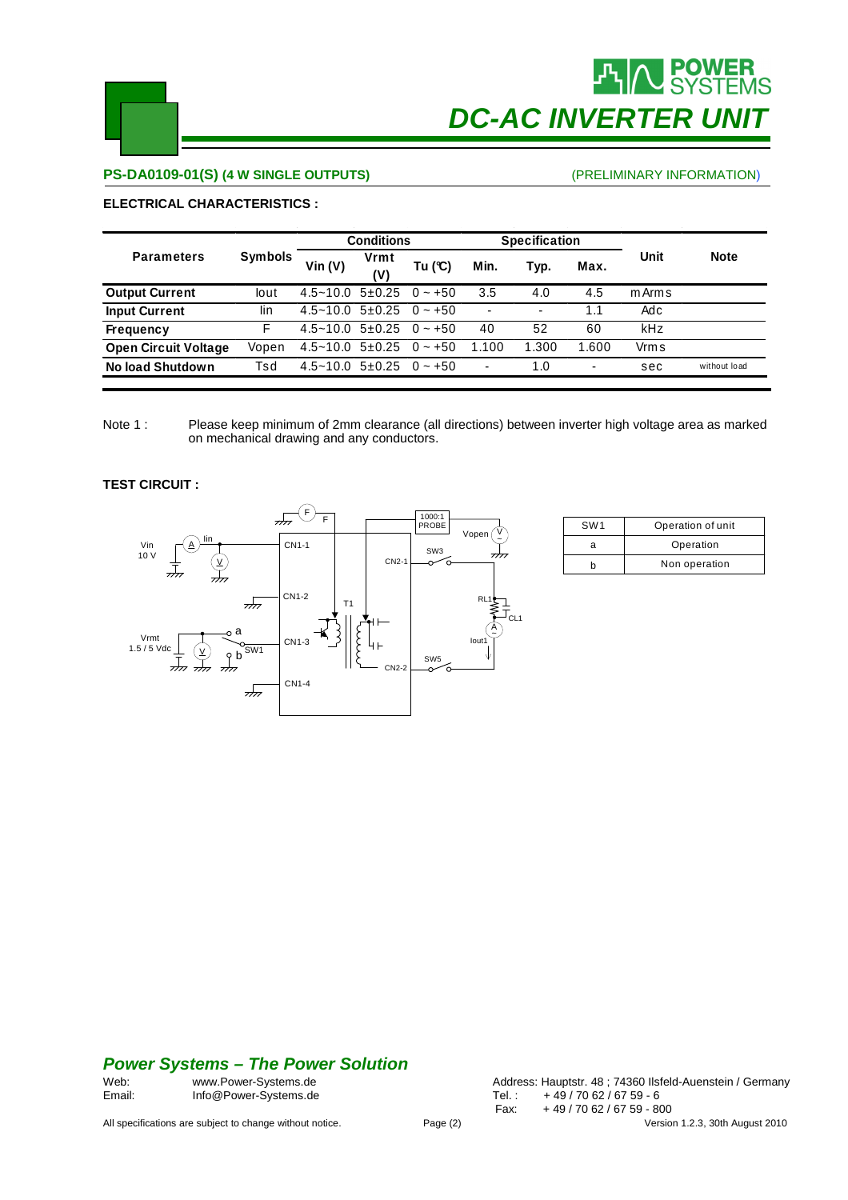## PS-DA0109-01(S) (4 W SINGLE OUTPUTS)

(PRELIMINARY INFORMATION)

### ELECTRICAL CHARACTERISTICS :

| Parameters | Symbols | Conditions | | | Specification | | | Unit | Note |
|---|---|---|---|---|---|---|---|---|---|
| | | Vin (V) | Vrmt (V) | Tu (℃) | Min. | Typ. | Max. | | |
| **Output Current** | Iout | 4.5~10.0 | 5±0.25 | 0 ~ +50 | 3.5 | 4.0 | 4.5 | mArms | |
| **Input Current** | Iin | 4.5~10.0 | 5±0.25 | 0 ~ +50 | - | - | 1.1 | Adc | |
| **Frequency** | F | 4.5~10.0 | 5±0.25 | 0 ~ +50 | 40 | 52 | 60 | kHz | |
| **Open Circuit Voltage** | Vopen | 4.5~10.0 | 5±0.25 | 0 ~ +50 | 1.100 | 1.300 | 1.600 | Vrms | |
| **No load Shutdown** | Tsd | 4.5~10.0 | 5±0.25 | 0 ~ +50 | - | 1.0 | - | sec | without load |

Note 1 : Please keep minimum of 2mm clearance (all directions) between inverter high voltage area as marked on mechanical drawing and any conductors.

### TEST CIRCUIT :

F
Vin 10 V
Iin
A
V
CN1-1
CN1-2
CN1-3
CN1-4
Vrmt 1.5 / 5 Vdc
a
b
SW1
T1
1000:1 PROBE
Vopen
CN2-1
CN2-2
SW3
SW5
RL1
CL1
Iout1

| SW1 | Operation of unit |
|---|---|
| a | Operation |
| b | Non operation |

***Power Systems – The Power Solution***

Web: www.Power-Systems.de
Email: Info@Power-Systems.de

Address: Hauptstr. 48 ; 74360 Ilsfeld-Auenstein / Germany
Tel. : + 49 / 70 62 / 67 59 - 6
Fax: + 49 / 70 62 / 67 59 - 800

All specifications are subject to change without notice.

Version 1.2.3, 30th August 2010